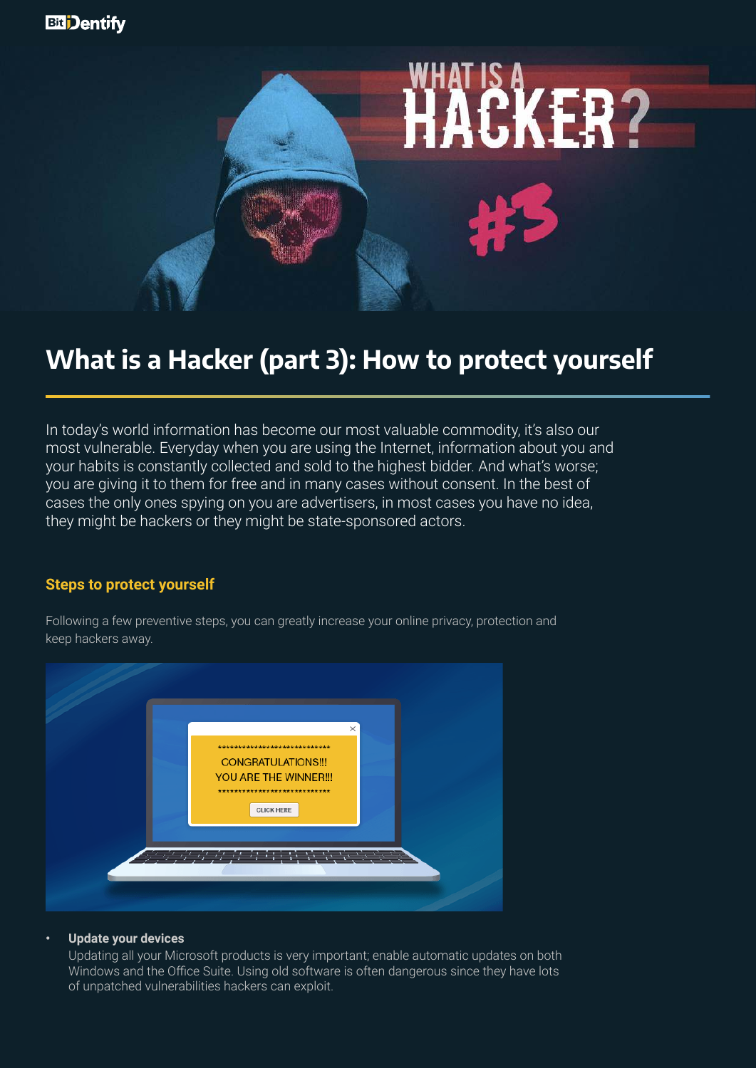# What is a Hacker (part 3): How to protect yourself

In today's world information has become our most valuable commodity, it's also our most vulnerable. Everyday when you are using the Internet, information about you and your habits is constantly collected and sold to the highest bidder. And what's worse; you are giving it to them for free and in many cases without consent. In the best of cases the only ones spying on you are advertisers, in most cases you have no idea, they might be hackers or they might be state-sponsored actors.

## Steps to protect yourself

Following a few preventive steps, you can greatly increase your online privacy, protection and keep hackers away.

- **Update your devices**
  Updating all your Microsoft products is very important; enable automatic updates on both Windows and the Office Suite. Using old software is often dangerous since they have lots of unpatched vulnerabilities hackers can exploit.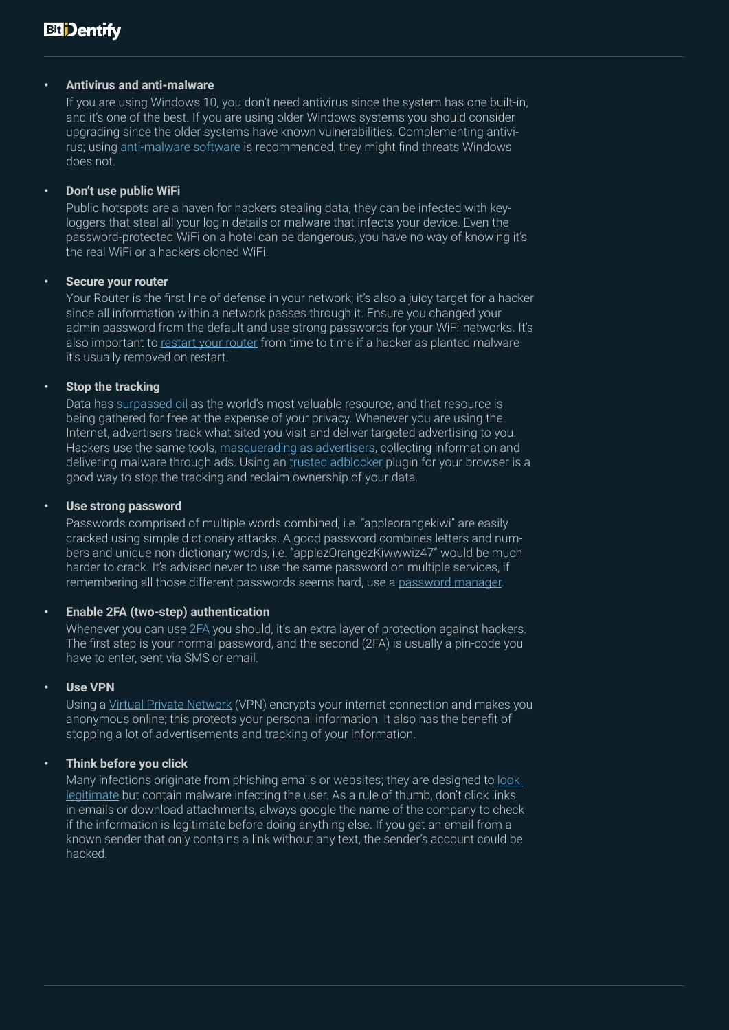- **Antivirus and anti-malware**

  If you are using Windows 10, you don't need antivirus since the system has one built-in, and it's one of the best. If you are using older Windows systems you should consider upgrading since the older systems have known vulnerabilities. Complementing antivirus; using anti-malware software is recommended, they might find threats Windows does not.

- **Don't use public WiFi**

  Public hotspots are a haven for hackers stealing data; they can be infected with keyloggers that steal all your login details or malware that infects your device. Even the password-protected WiFi on a hotel can be dangerous, you have no way of knowing it's the real WiFi or a hackers cloned WiFi.

- **Secure your router**

  Your Router is the first line of defense in your network; it's also a juicy target for a hacker since all information within a network passes through it. Ensure you changed your admin password from the default and use strong passwords for your WiFi-networks. It's also important to restart your router from time to time if a hacker as planted malware it's usually removed on restart.

- **Stop the tracking**

  Data has surpassed oil as the world's most valuable resource, and that resource is being gathered for free at the expense of your privacy. Whenever you are using the Internet, advertisers track what sited you visit and deliver targeted advertising to you. Hackers use the same tools, masquerading as advertisers, collecting information and delivering malware through ads. Using an trusted adblocker plugin for your browser is a good way to stop the tracking and reclaim ownership of your data.

- **Use strong password**

  Passwords comprised of multiple words combined, i.e. "appleorangekiwi" are easily cracked using simple dictionary attacks. A good password combines letters and numbers and unique non-dictionary words, i.e. "applezOrangezKiwwwiz47" would be much harder to crack. It's advised never to use the same password on multiple services, if remembering all those different passwords seems hard, use a password manager.

- **Enable 2FA (two-step) authentication**

  Whenever you can use 2FA you should, it's an extra layer of protection against hackers. The first step is your normal password, and the second (2FA) is usually a pin-code you have to enter, sent via SMS or email.

- **Use VPN**

  Using a Virtual Private Network (VPN) encrypts your internet connection and makes you anonymous online; this protects your personal information. It also has the benefit of stopping a lot of advertisements and tracking of your information.

- **Think before you click**

  Many infections originate from phishing emails or websites; they are designed to look legitimate but contain malware infecting the user. As a rule of thumb, don't click links in emails or download attachments, always google the name of the company to check if the information is legitimate before doing anything else. If you get an email from a known sender that only contains a link without any text, the sender's account could be hacked.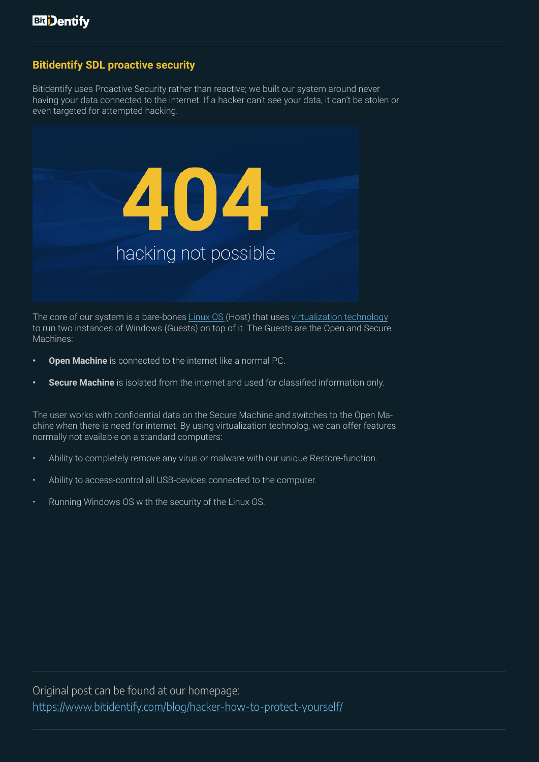## Bitidentify SDL proactive security

Bitidentify uses Proactive Security rather than reactive; we built our system around never having your data connected to the internet. If a hacker can't see your data, it can't be stolen or even targeted for attempted hacking.

404

hacking not possible

The core of our system is a bare-bones [Linux OS](#) (Host) that uses [virtualization technology](#) to run two instances of Windows (Guests) on top of it. The Guests are the Open and Secure Machines:

- **Open Machine** is connected to the internet like a normal PC.
- **Secure Machine** is isolated from the internet and used for classified information only.

The user works with confidential data on the Secure Machine and switches to the Open Machine when there is need for internet. By using virtualization technolog, we can offer features normally not available on a standard computers:

- Ability to completely remove any virus or malware with our unique Restore-function.
- Ability to access-control all USB-devices connected to the computer.
- Running Windows OS with the security of the Linux OS.

Original post can be found at our homepage:
[https://www.bitidentify.com/blog/hacker-how-to-protect-yourself/](https://www.bitidentify.com/blog/hacker-how-to-protect-yourself/)